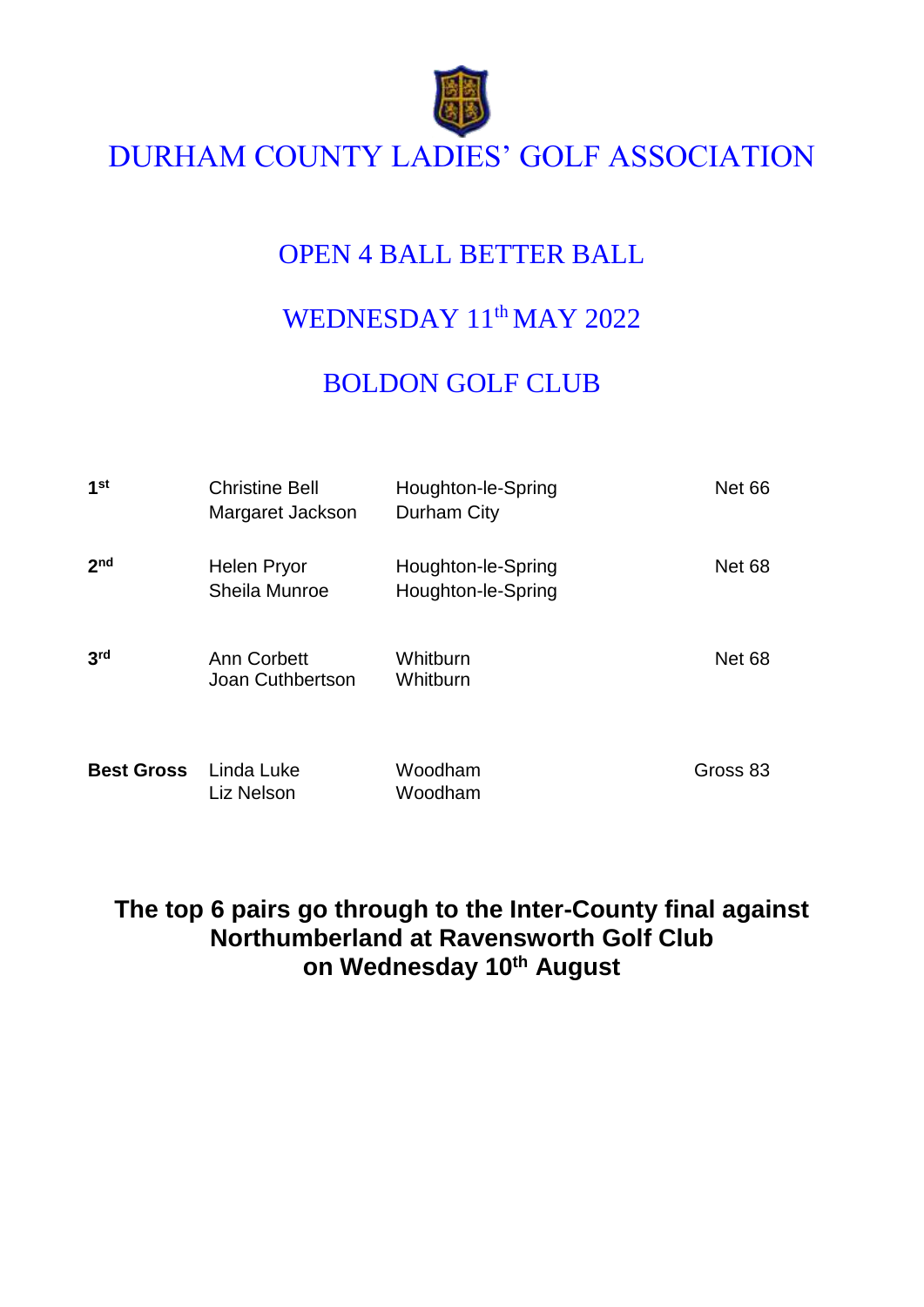# DURHAM COUNTY LADIES' GOLF ASSOCIATION

## OPEN 4 BALL BETTER BALL

## WEDNESDAY 11th MAY 2022

## BOLDON GOLF CLUB

| | | | |
|---|---|---|---|
| **1st** | Christine Bell<br>Margaret Jackson | Houghton-le-Spring<br>Durham City | Net 66 |
| **2nd** | Helen Pryor<br>Sheila Munroe | Houghton-le-Spring<br>Houghton-le-Spring | Net 68 |
| **3rd** | Ann Corbett<br>Joan Cuthbertson | Whitburn<br>Whitburn | Net 68 |
| **Best Gross** | Linda Luke<br>Liz Nelson | Woodham<br>Woodham | Gross 83 |

**The top 6 pairs go through to the Inter-County final against Northumberland at Ravensworth Golf Club on Wednesday 10th August**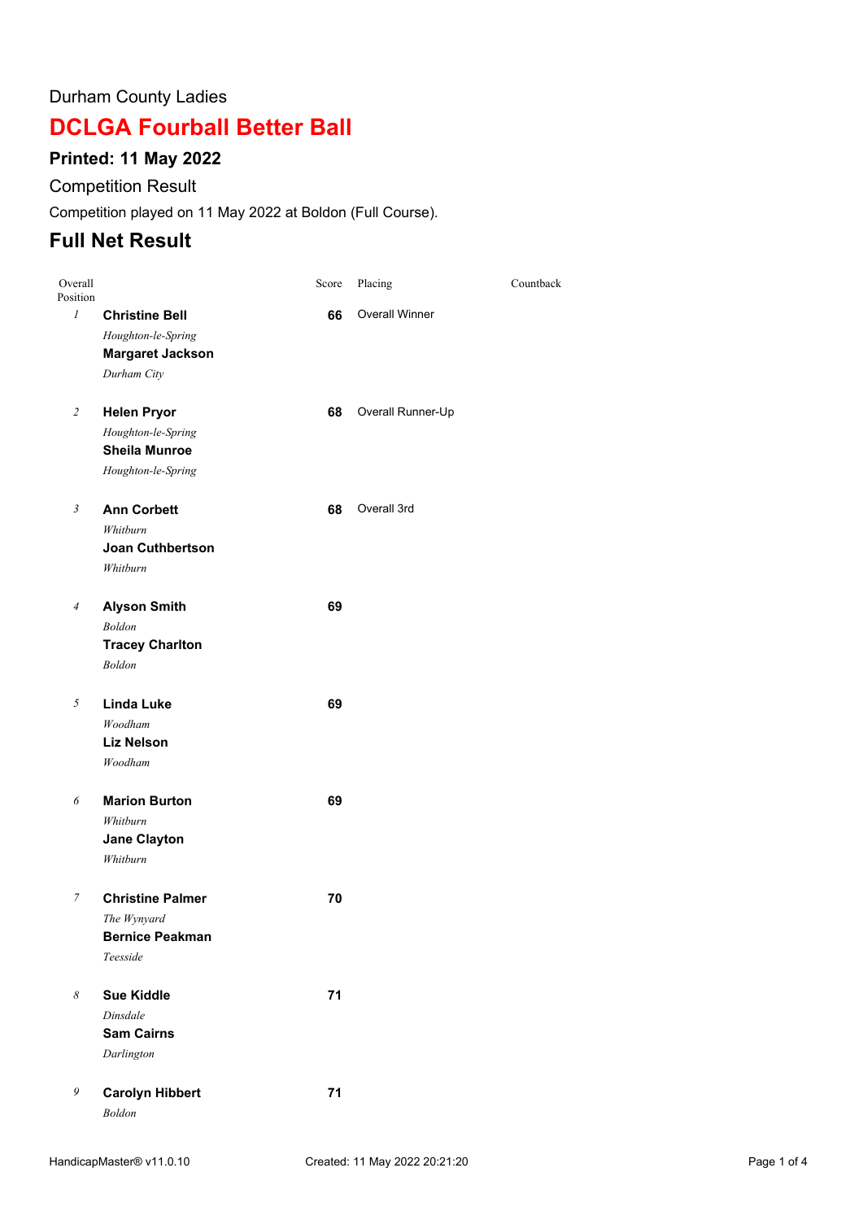Durham County Ladies

# DCLGA Fourball Better Ball

### Printed: 11 May 2022

Competition Result

Competition played on 11 May 2022 at Boldon (Full Course).

## Full Net Result

| Overall Position | | Score | Placing | Countback |
|---|---|---|---|---|
| *1* | **Christine Bell**<br>*Houghton-le-Spring*<br>**Margaret Jackson**<br>*Durham City* | **66** | Overall Winner | |
| *2* | **Helen Pryor**<br>*Houghton-le-Spring*<br>**Sheila Munroe**<br>*Houghton-le-Spring* | **68** | Overall Runner-Up | |
| *3* | **Ann Corbett**<br>*Whitburn*<br>**Joan Cuthbertson**<br>*Whitburn* | **68** | Overall 3rd | |
| *4* | **Alyson Smith**<br>*Boldon*<br>**Tracey Charlton**<br>*Boldon* | **69** | | |
| *5* | **Linda Luke**<br>*Woodham*<br>**Liz Nelson**<br>*Woodham* | **69** | | |
| *6* | **Marion Burton**<br>*Whitburn*<br>**Jane Clayton**<br>*Whitburn* | **69** | | |
| *7* | **Christine Palmer**<br>*The Wynyard*<br>**Bernice Peakman**<br>*Teesside* | **70** | | |
| *8* | **Sue Kiddle**<br>*Dinsdale*<br>**Sam Cairns**<br>*Darlington* | **71** | | |
| *9* | **Carolyn Hibbert**<br>*Boldon* | **71** | | |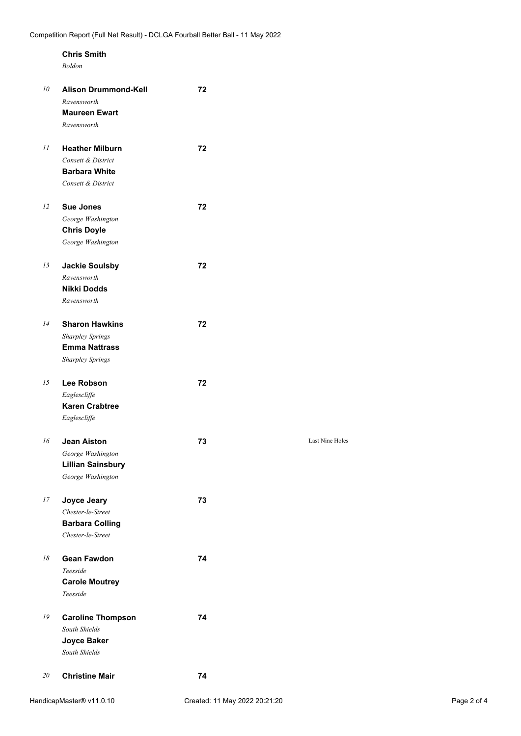**Chris Smith**
*Boldon*

| Pos | Players | Score | Notes |
|---|---|---|---|
| 10 | **Alison Drummond-Kell**<br>*Ravensworth*<br>**Maureen Ewart**<br>*Ravensworth* | 72 | |
| 11 | **Heather Milburn**<br>*Consett & District*<br>**Barbara White**<br>*Consett & District* | 72 | |
| 12 | **Sue Jones**<br>*George Washington*<br>**Chris Doyle**<br>*George Washington* | 72 | |
| 13 | **Jackie Soulsby**<br>*Ravensworth*<br>**Nikki Dodds**<br>*Ravensworth* | 72 | |
| 14 | **Sharon Hawkins**<br>*Sharpley Springs*<br>**Emma Nattrass**<br>*Sharpley Springs* | 72 | |
| 15 | **Lee Robson**<br>*Eaglescliffe*<br>**Karen Crabtree**<br>*Eaglescliffe* | 72 | |
| 16 | **Jean Aiston**<br>*George Washington*<br>**Lillian Sainsbury**<br>*George Washington* | 73 | Last Nine Holes |
| 17 | **Joyce Jeary**<br>*Chester-le-Street*<br>**Barbara Colling**<br>*Chester-le-Street* | 73 | |
| 18 | **Gean Fawdon**<br>*Teesside*<br>**Carole Moutrey**<br>*Teesside* | 74 | |
| 19 | **Caroline Thompson**<br>*South Shields*<br>**Joyce Baker**<br>*South Shields* | 74 | |
| 20 | **Christine Mair** | 74 | |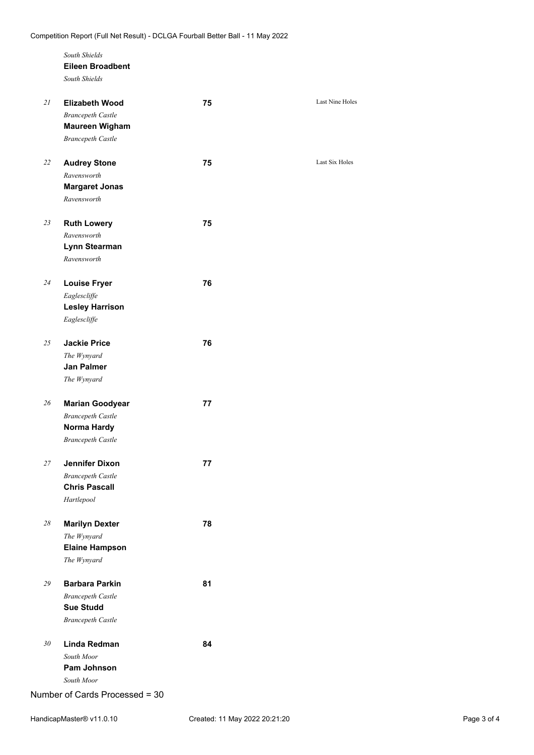| Pos | Name / Club | Score | Countback |
|---|---|---|---|
| | *South Shields*<br>**Eileen Broadbent**<br>*South Shields* | | |
| 21 | **Elizabeth Wood**<br>*Brancepeth Castle*<br>**Maureen Wigham**<br>*Brancepeth Castle* | 75 | Last Nine Holes |
| 22 | **Audrey Stone**<br>*Ravensworth*<br>**Margaret Jonas**<br>*Ravensworth* | 75 | Last Six Holes |
| 23 | **Ruth Lowery**<br>*Ravensworth*<br>**Lynn Stearman**<br>*Ravensworth* | 75 | |
| 24 | **Louise Fryer**<br>*Eaglescliffe*<br>**Lesley Harrison**<br>*Eaglescliffe* | 76 | |
| 25 | **Jackie Price**<br>*The Wynyard*<br>**Jan Palmer**<br>*The Wynyard* | 76 | |
| 26 | **Marian Goodyear**<br>*Brancepeth Castle*<br>**Norma Hardy**<br>*Brancepeth Castle* | 77 | |
| 27 | **Jennifer Dixon**<br>*Brancepeth Castle*<br>**Chris Pascall**<br>*Hartlepool* | 77 | |
| 28 | **Marilyn Dexter**<br>*The Wynyard*<br>**Elaine Hampson**<br>*The Wynyard* | 78 | |
| 29 | **Barbara Parkin**<br>*Brancepeth Castle*<br>**Sue Studd**<br>*Brancepeth Castle* | 81 | |
| 30 | **Linda Redman**<br>*South Moor*<br>**Pam Johnson**<br>*South Moor* | 84 | |

Number of Cards Processed = 30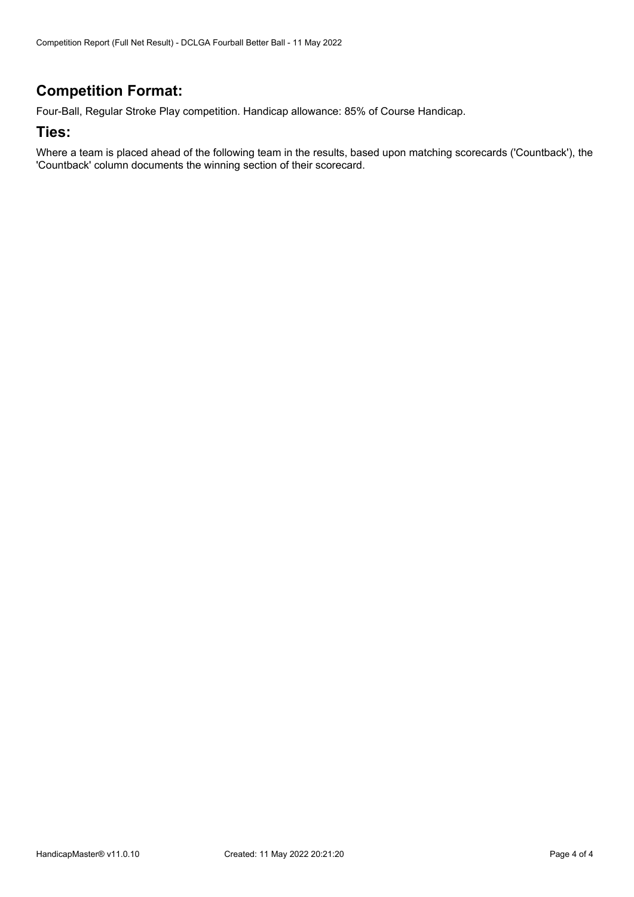## Competition Format:

Four-Ball, Regular Stroke Play competition. Handicap allowance: 85% of Course Handicap.

## Ties:

Where a team is placed ahead of the following team in the results, based upon matching scorecards ('Countback'), the 'Countback' column documents the winning section of their scorecard.